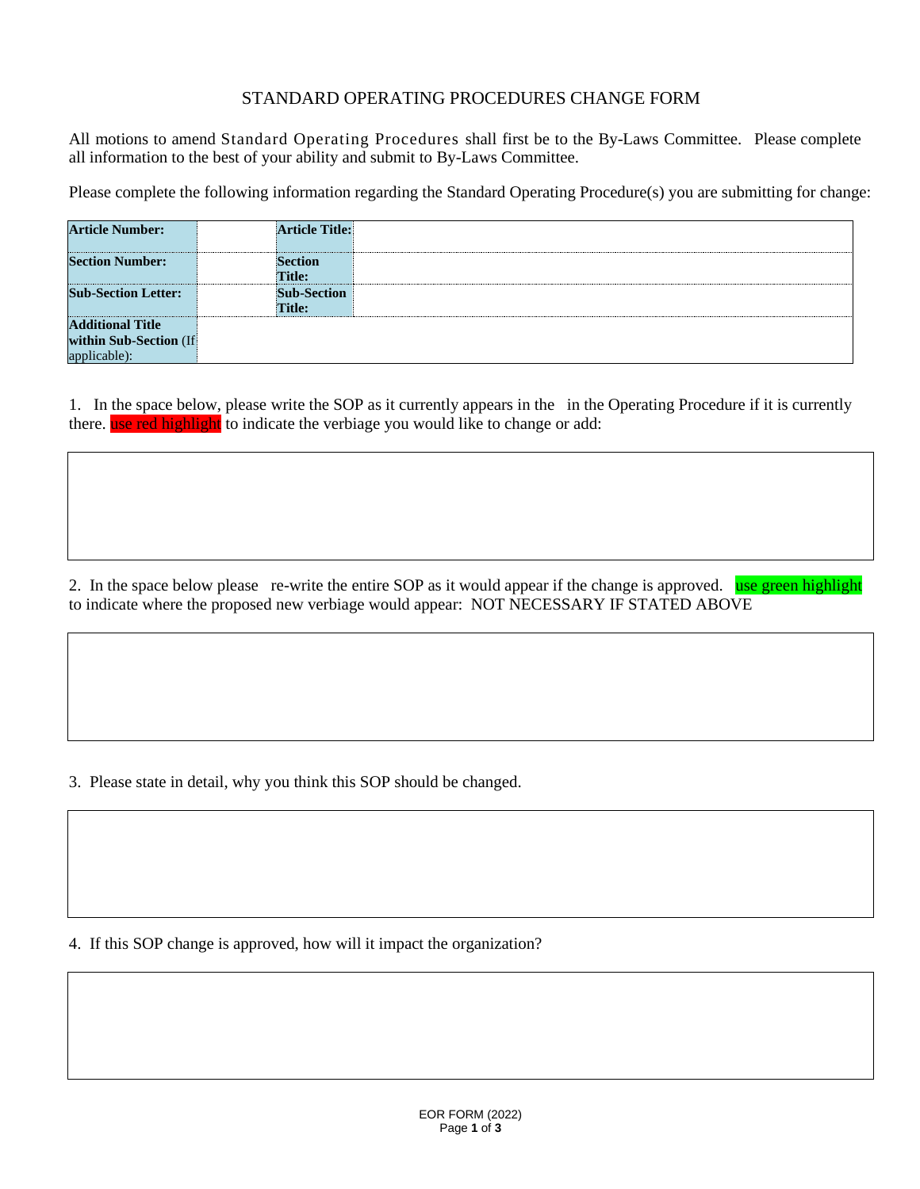# STANDARD OPERATING PROCEDURES CHANGE FORM

All motions to amend Standard Operating Procedures shall first be to the By-Laws Committee. Please complete all information to the best of your ability and submit to By-Laws Committee.

Please complete the following information regarding the Standard Operating Procedure(s) you are submitting for change:

| | | | |
|---|---|---|---|
| **Article Number:** | | **Article Title:** | |
| **Section Number:** | | **Section Title:** | |
| **Sub-Section Letter:** | | **Sub-Section Title:** | |
| **Additional Title within Sub-Section** (If applicable): | | | |

1. In the space below, please write the SOP as it currently appears in the in the Operating Procedure if it is currently there. use red highlight to indicate the verbiage you would like to change or add:

2. In the space below please re-write the entire SOP as it would appear if the change is approved. use green highlight to indicate where the proposed new verbiage would appear: NOT NECESSARY IF STATED ABOVE

3. Please state in detail, why you think this SOP should be changed.

4. If this SOP change is approved, how will it impact the organization?

EOR FORM (2022)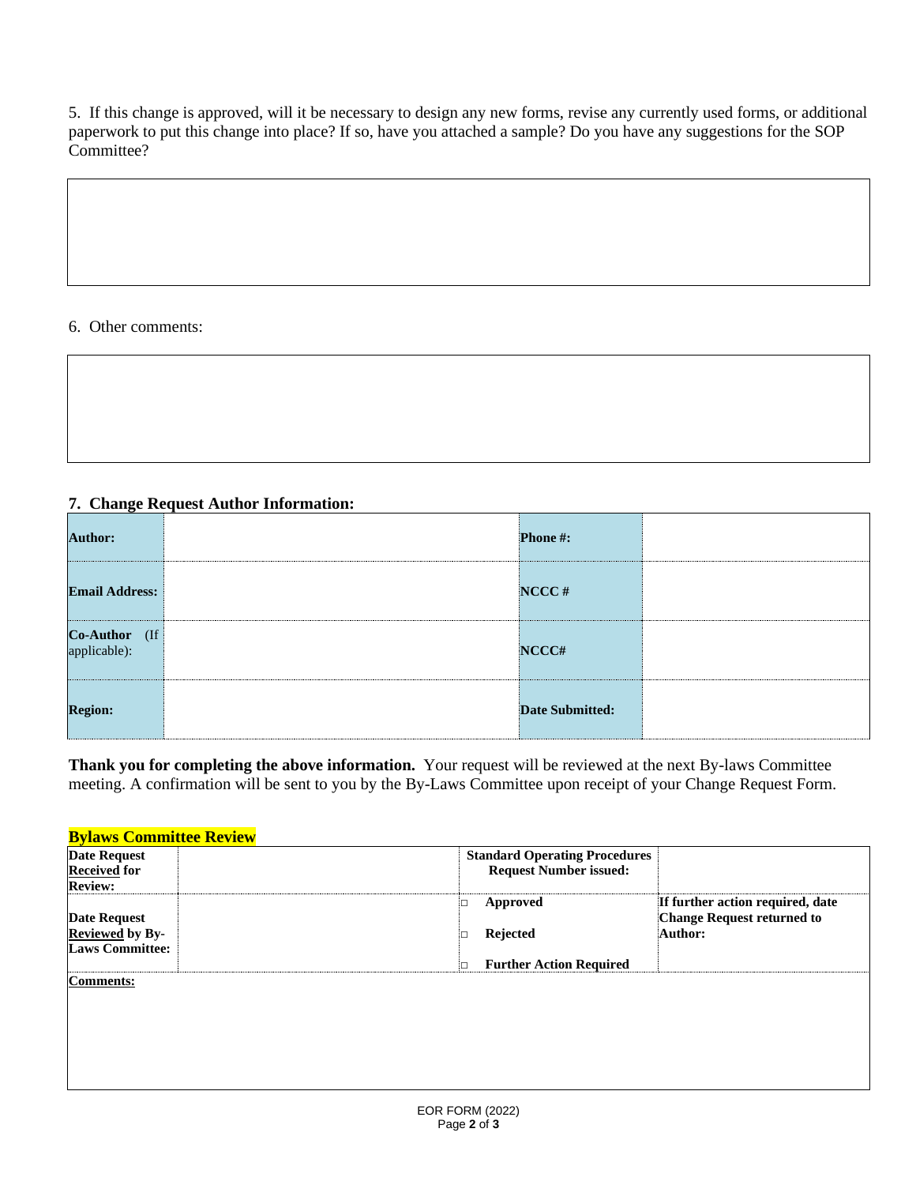5. If this change is approved, will it be necessary to design any new forms, revise any currently used forms, or additional paperwork to put this change into place? If so, have you attached a sample? Do you have any suggestions for the SOP Committee?

| |
|---|
| |

6. Other comments:

| |
|---|
| |

**7. Change Request Author Information:**

| | | | |
|---|---|---|---|
| **Author:** | | **Phone #:** | |
| **Email Address:** | | **NCCC #** | |
| **Co-Author** (If applicable): | | **NCCC#** | |
| **Region:** | | **Date Submitted:** | |

**Thank you for completing the above information.** Your request will be reviewed at the next By-laws Committee meeting. A confirmation will be sent to you by the By-Laws Committee upon receipt of your Change Request Form.

**Bylaws Committee Review**

| | | | |
|---|---|---|---|
| **Date Request Received for Review:** | | **Standard Operating Procedures Request Number issued:** | |
| **Date Request Reviewed by By-Laws Committee:** | | □ **Approved** <br> □ **Rejected** <br> □ **Further Action Required** | **If further action required, date Change Request returned to Author:** |
| **Comments:** | | | |